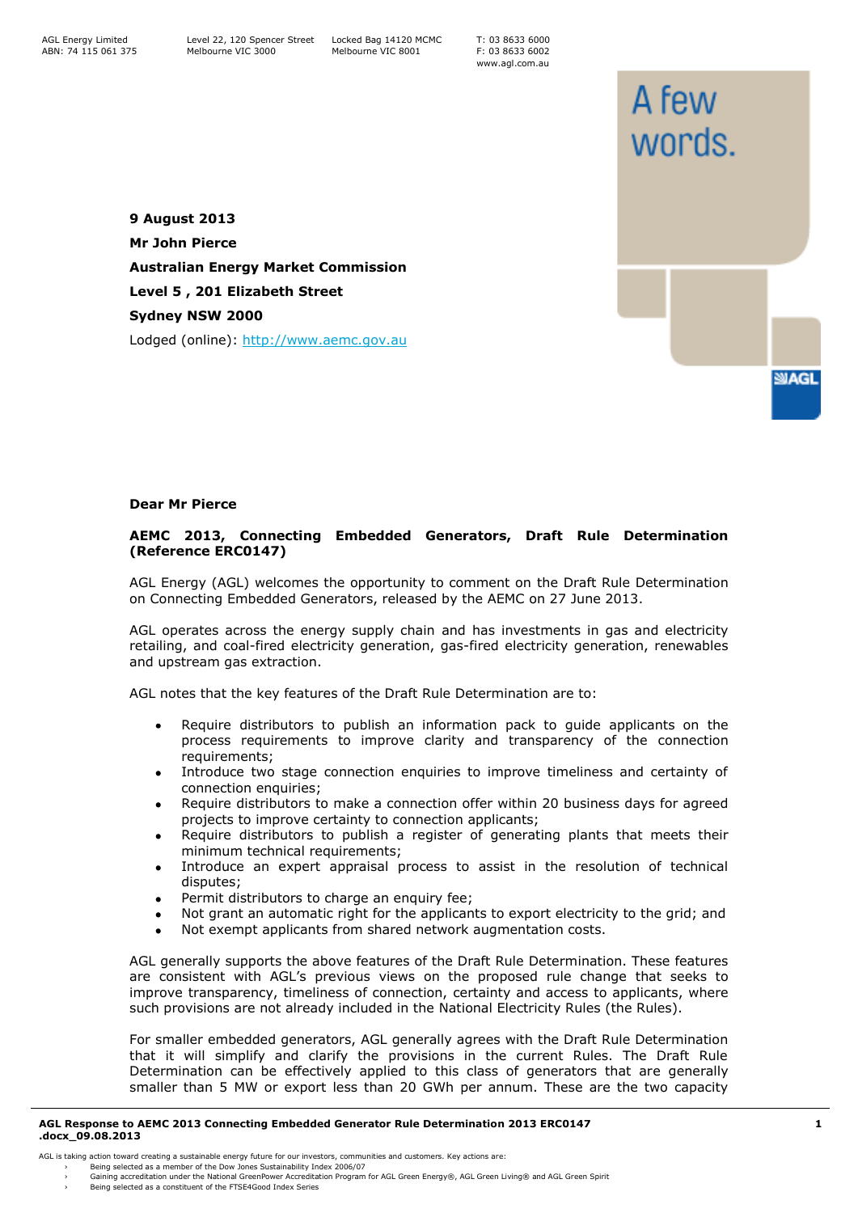AGL Energy Limited
ABN: 74 115 061 375

Level 22, 120 Spencer Street
Melbourne VIC 3000

Locked Bag 14120 MCMC
Melbourne VIC 8001

T: 03 8633 6000
F: 03 8633 6002
www.agl.com.au

A few words.

**9 August 2013**

**Mr John Pierce**

**Australian Energy Market Commission**

**Level 5 , 201 Elizabeth Street**

**Sydney NSW 2000**

Lodged (online): http://www.aemc.gov.au

**Dear Mr Pierce**

**AEMC 2013, Connecting Embedded Generators, Draft Rule Determination (Reference ERC0147)**

AGL Energy (AGL) welcomes the opportunity to comment on the Draft Rule Determination on Connecting Embedded Generators, released by the AEMC on 27 June 2013.

AGL operates across the energy supply chain and has investments in gas and electricity retailing, and coal-fired electricity generation, gas-fired electricity generation, renewables and upstream gas extraction.

AGL notes that the key features of the Draft Rule Determination are to:

- Require distributors to publish an information pack to guide applicants on the process requirements to improve clarity and transparency of the connection requirements;
- Introduce two stage connection enquiries to improve timeliness and certainty of connection enquiries;
- Require distributors to make a connection offer within 20 business days for agreed projects to improve certainty to connection applicants;
- Require distributors to publish a register of generating plants that meets their minimum technical requirements;
- Introduce an expert appraisal process to assist in the resolution of technical disputes;
- Permit distributors to charge an enquiry fee;
- Not grant an automatic right for the applicants to export electricity to the grid; and
- Not exempt applicants from shared network augmentation costs.

AGL generally supports the above features of the Draft Rule Determination. These features are consistent with AGL's previous views on the proposed rule change that seeks to improve transparency, timeliness of connection, certainty and access to applicants, where such provisions are not already included in the National Electricity Rules (the Rules).

For smaller embedded generators, AGL generally agrees with the Draft Rule Determination that it will simplify and clarify the provisions in the current Rules. The Draft Rule Determination can be effectively applied to this class of generators that are generally smaller than 5 MW or export less than 20 GWh per annum. These are the two capacity

AGL is taking action toward creating a sustainable energy future for our investors, communities and customers. Key actions are:
- Being selected as a member of the Dow Jones Sustainability Index 2006/07
- Gaining accreditation under the National GreenPower Accreditation Program for AGL Green Energy®, AGL Green Living® and AGL Green Spirit
- Being selected as a constituent of the FTSE4Good Index Series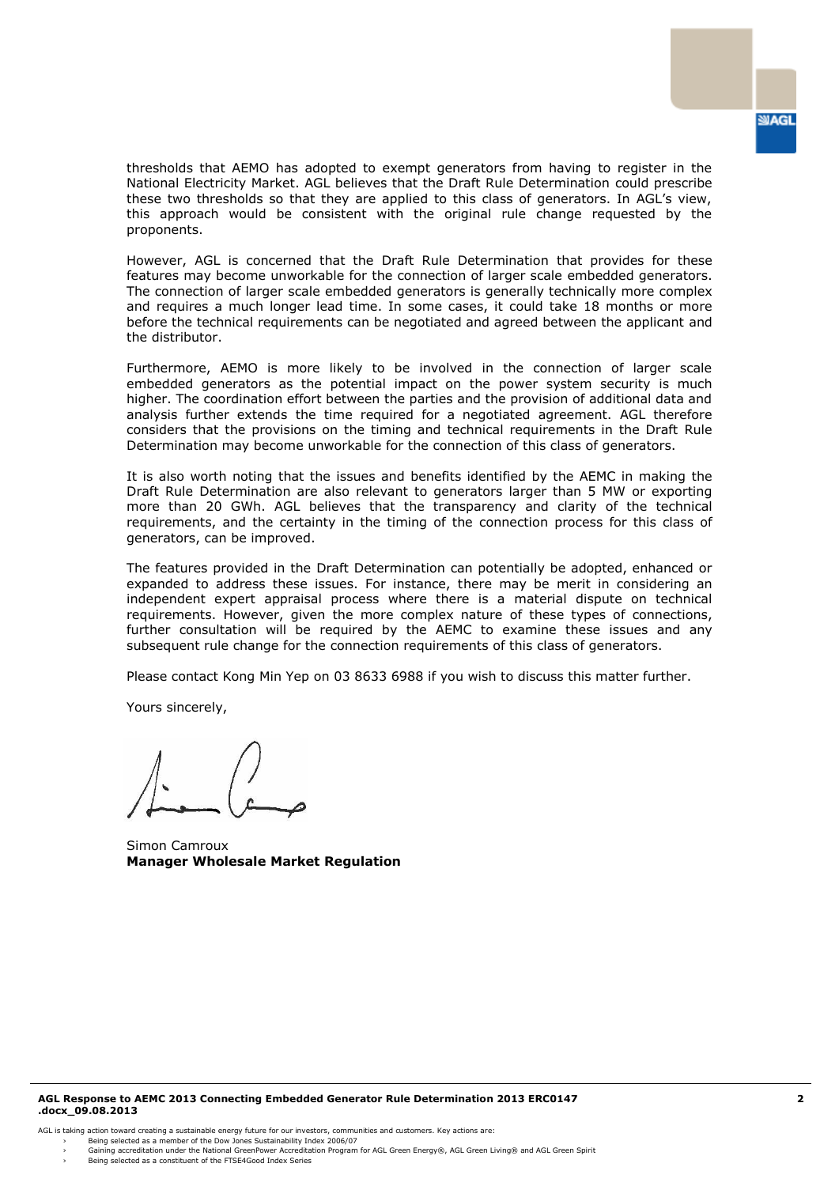thresholds that AEMO has adopted to exempt generators from having to register in the National Electricity Market. AGL believes that the Draft Rule Determination could prescribe these two thresholds so that they are applied to this class of generators. In AGL's view, this approach would be consistent with the original rule change requested by the proponents.

However, AGL is concerned that the Draft Rule Determination that provides for these features may become unworkable for the connection of larger scale embedded generators. The connection of larger scale embedded generators is generally technically more complex and requires a much longer lead time. In some cases, it could take 18 months or more before the technical requirements can be negotiated and agreed between the applicant and the distributor.

Furthermore, AEMO is more likely to be involved in the connection of larger scale embedded generators as the potential impact on the power system security is much higher. The coordination effort between the parties and the provision of additional data and analysis further extends the time required for a negotiated agreement. AGL therefore considers that the provisions on the timing and technical requirements in the Draft Rule Determination may become unworkable for the connection of this class of generators.

It is also worth noting that the issues and benefits identified by the AEMC in making the Draft Rule Determination are also relevant to generators larger than 5 MW or exporting more than 20 GWh. AGL believes that the transparency and clarity of the technical requirements, and the certainty in the timing of the connection process for this class of generators, can be improved.

The features provided in the Draft Determination can potentially be adopted, enhanced or expanded to address these issues. For instance, there may be merit in considering an independent expert appraisal process where there is a material dispute on technical requirements. However, given the more complex nature of these types of connections, further consultation will be required by the AEMC to examine these issues and any subsequent rule change for the connection requirements of this class of generators.

Please contact Kong Min Yep on 03 8633 6988 if you wish to discuss this matter further.

Yours sincerely,

Simon Camroux
**Manager Wholesale Market Regulation**

AGL is taking action toward creating a sustainable energy future for our investors, communities and customers. Key actions are:

- Being selected as a member of the Dow Jones Sustainability Index 2006/07
- Gaining accreditation under the National GreenPower Accreditation Program for AGL Green Energy®, AGL Green Living® and AGL Green Spirit
- Being selected as a constituent of the FTSE4Good Index Series